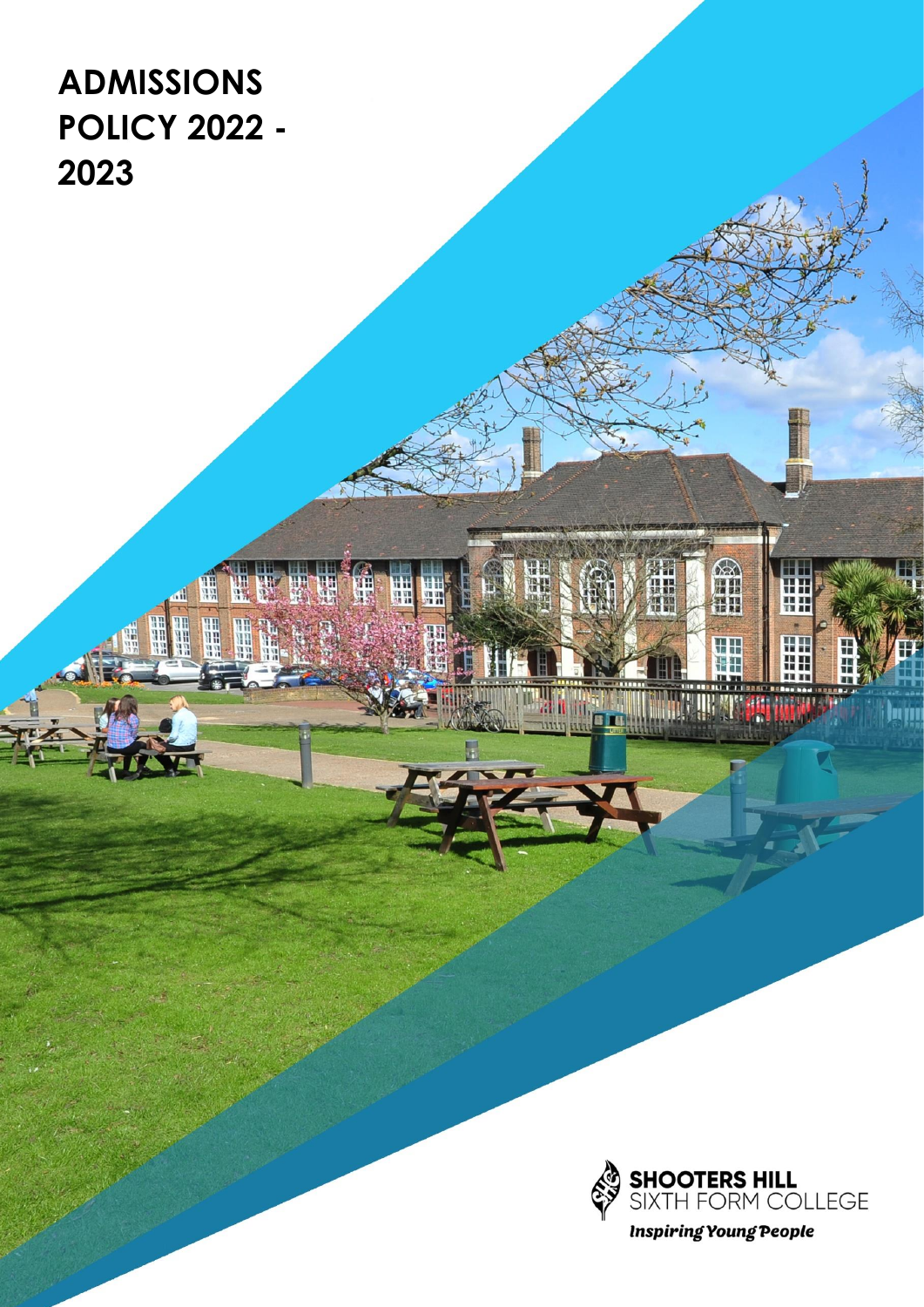# ADMISSIONS POLICY 2022 - 2023

SHOOTERS HILL
SIXTH FORM COLLEGE

*Inspiring Young People*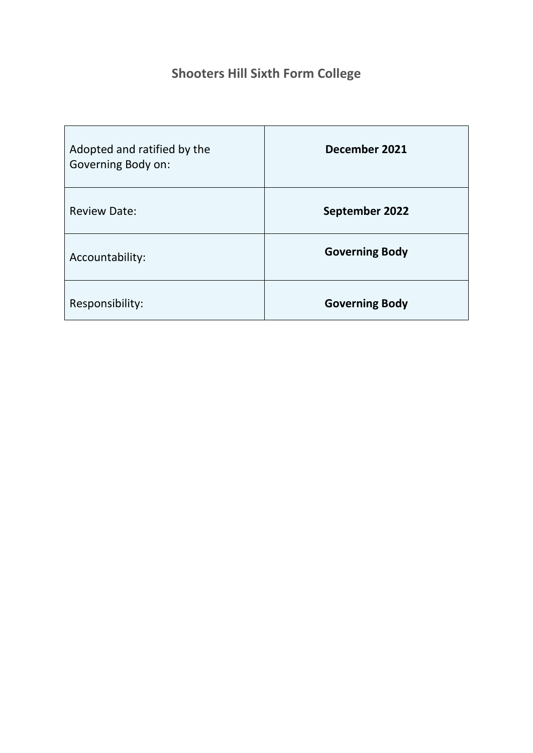# Shooters Hill Sixth Form College

| Adopted and ratified by the Governing Body on: | **December 2021** |
|---|---|
| Review Date: | **September 2022** |
| Accountability: | **Governing Body** |
| Responsibility: | **Governing Body** |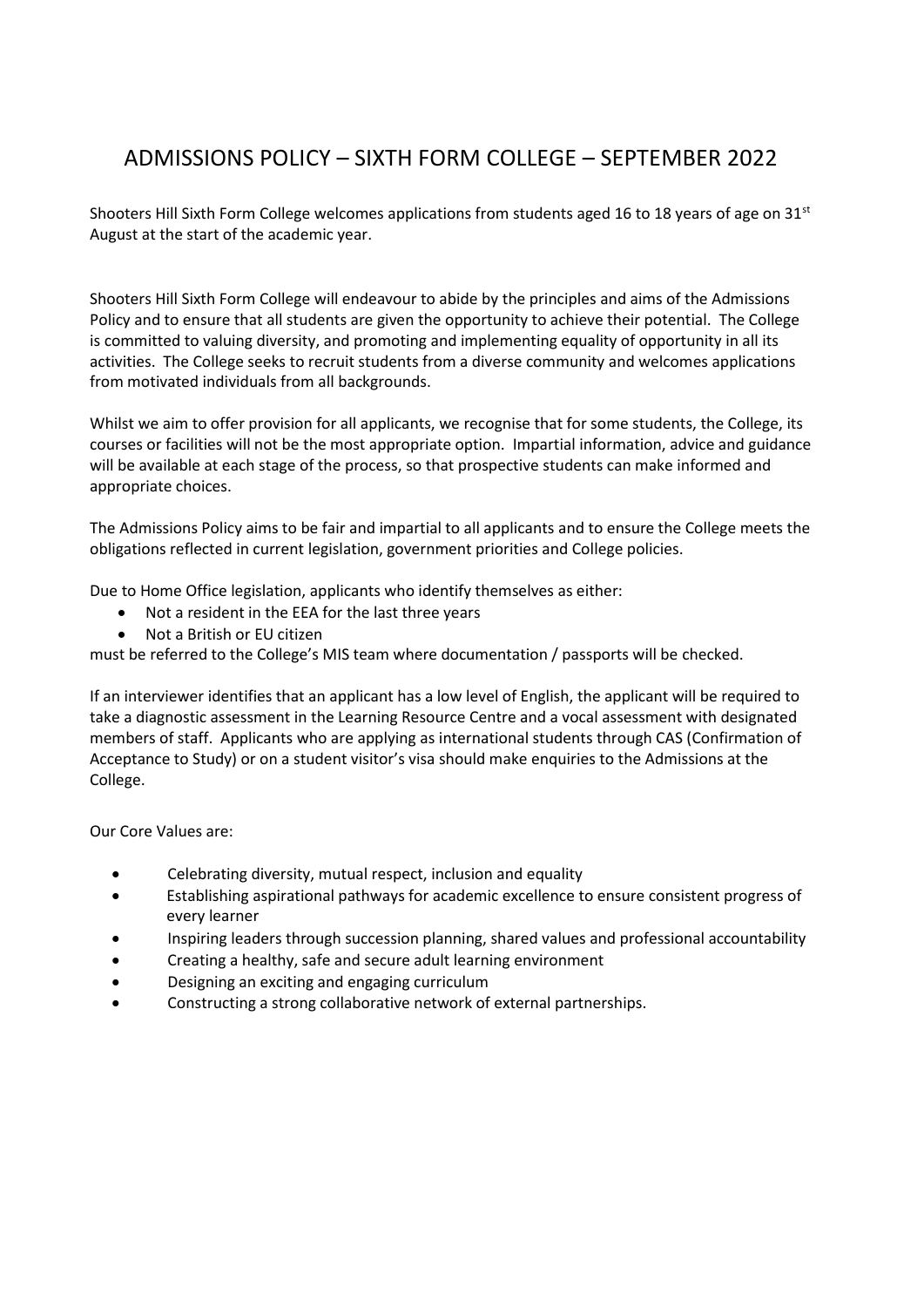# ADMISSIONS POLICY – SIXTH FORM COLLEGE – SEPTEMBER 2022

Shooters Hill Sixth Form College welcomes applications from students aged 16 to 18 years of age on 31st August at the start of the academic year.

Shooters Hill Sixth Form College will endeavour to abide by the principles and aims of the Admissions Policy and to ensure that all students are given the opportunity to achieve their potential. The College is committed to valuing diversity, and promoting and implementing equality of opportunity in all its activities. The College seeks to recruit students from a diverse community and welcomes applications from motivated individuals from all backgrounds.

Whilst we aim to offer provision for all applicants, we recognise that for some students, the College, its courses or facilities will not be the most appropriate option. Impartial information, advice and guidance will be available at each stage of the process, so that prospective students can make informed and appropriate choices.

The Admissions Policy aims to be fair and impartial to all applicants and to ensure the College meets the obligations reflected in current legislation, government priorities and College policies.

Due to Home Office legislation, applicants who identify themselves as either:

- Not a resident in the EEA for the last three years
- Not a British or EU citizen

must be referred to the College's MIS team where documentation / passports will be checked.

If an interviewer identifies that an applicant has a low level of English, the applicant will be required to take a diagnostic assessment in the Learning Resource Centre and a vocal assessment with designated members of staff. Applicants who are applying as international students through CAS (Confirmation of Acceptance to Study) or on a student visitor's visa should make enquiries to the Admissions at the College.

Our Core Values are:

- Celebrating diversity, mutual respect, inclusion and equality
- Establishing aspirational pathways for academic excellence to ensure consistent progress of every learner
- Inspiring leaders through succession planning, shared values and professional accountability
- Creating a healthy, safe and secure adult learning environment
- Designing an exciting and engaging curriculum
- Constructing a strong collaborative network of external partnerships.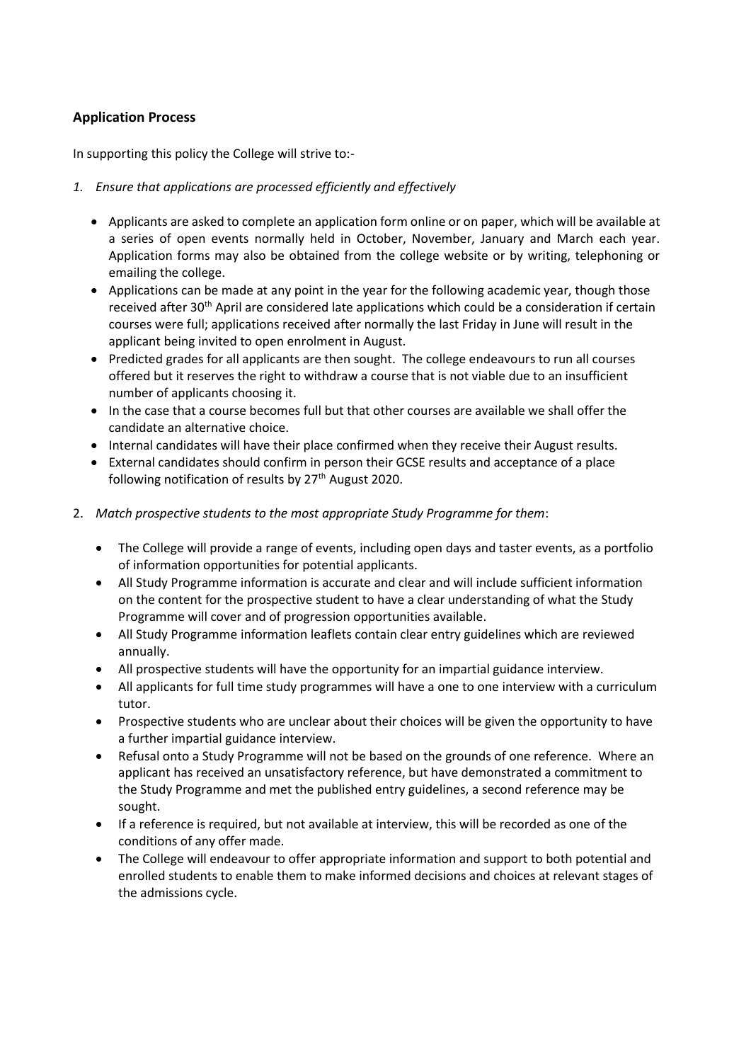## Application Process

In supporting this policy the College will strive to:-

1. *Ensure that applications are processed efficiently and effectively*

   - Applicants are asked to complete an application form online or on paper, which will be available at a series of open events normally held in October, November, January and March each year. Application forms may also be obtained from the college website or by writing, telephoning or emailing the college.
   - Applications can be made at any point in the year for the following academic year, though those received after 30th April are considered late applications which could be a consideration if certain courses were full; applications received after normally the last Friday in June will result in the applicant being invited to open enrolment in August.
   - Predicted grades for all applicants are then sought. The college endeavours to run all courses offered but it reserves the right to withdraw a course that is not viable due to an insufficient number of applicants choosing it.
   - In the case that a course becomes full but that other courses are available we shall offer the candidate an alternative choice.
   - Internal candidates will have their place confirmed when they receive their August results.
   - External candidates should confirm in person their GCSE results and acceptance of a place following notification of results by 27th August 2020.

2. *Match prospective students to the most appropriate Study Programme for them*:

   - The College will provide a range of events, including open days and taster events, as a portfolio of information opportunities for potential applicants.
   - All Study Programme information is accurate and clear and will include sufficient information on the content for the prospective student to have a clear understanding of what the Study Programme will cover and of progression opportunities available.
   - All Study Programme information leaflets contain clear entry guidelines which are reviewed annually.
   - All prospective students will have the opportunity for an impartial guidance interview.
   - All applicants for full time study programmes will have a one to one interview with a curriculum tutor.
   - Prospective students who are unclear about their choices will be given the opportunity to have a further impartial guidance interview.
   - Refusal onto a Study Programme will not be based on the grounds of one reference. Where an applicant has received an unsatisfactory reference, but have demonstrated a commitment to the Study Programme and met the published entry guidelines, a second reference may be sought.
   - If a reference is required, but not available at interview, this will be recorded as one of the conditions of any offer made.
   - The College will endeavour to offer appropriate information and support to both potential and enrolled students to enable them to make informed decisions and choices at relevant stages of the admissions cycle.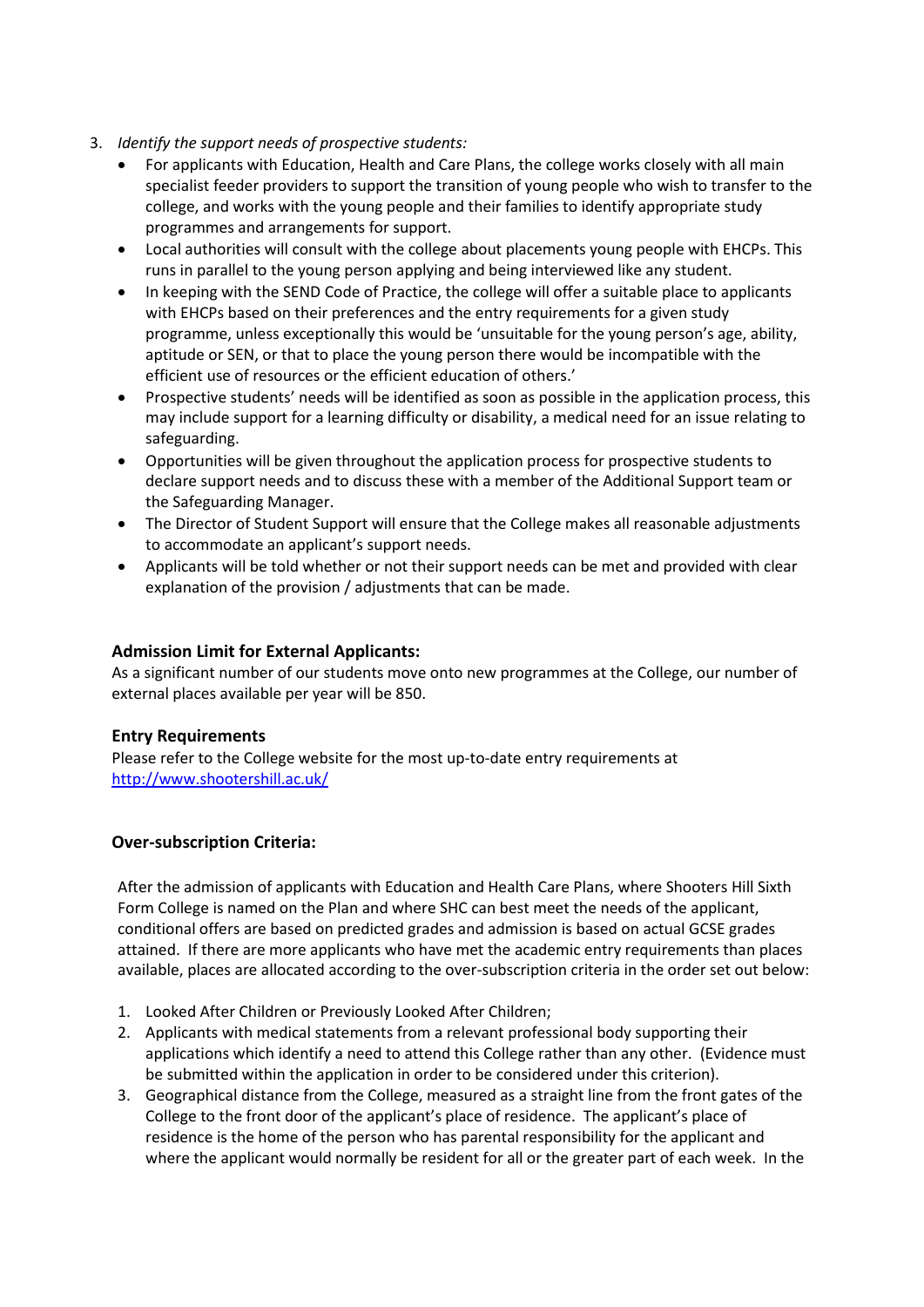3. *Identify the support needs of prospective students:*
    - For applicants with Education, Health and Care Plans, the college works closely with all main specialist feeder providers to support the transition of young people who wish to transfer to the college, and works with the young people and their families to identify appropriate study programmes and arrangements for support.
    - Local authorities will consult with the college about placements young people with EHCPs. This runs in parallel to the young person applying and being interviewed like any student.
    - In keeping with the SEND Code of Practice, the college will offer a suitable place to applicants with EHCPs based on their preferences and the entry requirements for a given study programme, unless exceptionally this would be 'unsuitable for the young person's age, ability, aptitude or SEN, or that to place the young person there would be incompatible with the efficient use of resources or the efficient education of others.'
    - Prospective students' needs will be identified as soon as possible in the application process, this may include support for a learning difficulty or disability, a medical need for an issue relating to safeguarding.
    - Opportunities will be given throughout the application process for prospective students to declare support needs and to discuss these with a member of the Additional Support team or the Safeguarding Manager.
    - The Director of Student Support will ensure that the College makes all reasonable adjustments to accommodate an applicant's support needs.
    - Applicants will be told whether or not their support needs can be met and provided with clear explanation of the provision / adjustments that can be made.

**Admission Limit for External Applicants:**

As a significant number of our students move onto new programmes at the College, our number of external places available per year will be 850.

**Entry Requirements**

Please refer to the College website for the most up-to-date entry requirements at [http://www.shootershill.ac.uk/](http://www.shootershill.ac.uk/)

**Over-subscription Criteria:**

After the admission of applicants with Education and Health Care Plans, where Shooters Hill Sixth Form College is named on the Plan and where SHC can best meet the needs of the applicant, conditional offers are based on predicted grades and admission is based on actual GCSE grades attained. If there are more applicants who have met the academic entry requirements than places available, places are allocated according to the over-subscription criteria in the order set out below:

1. Looked After Children or Previously Looked After Children;
2. Applicants with medical statements from a relevant professional body supporting their applications which identify a need to attend this College rather than any other. (Evidence must be submitted within the application in order to be considered under this criterion).
3. Geographical distance from the College, measured as a straight line from the front gates of the College to the front door of the applicant's place of residence. The applicant's place of residence is the home of the person who has parental responsibility for the applicant and where the applicant would normally be resident for all or the greater part of each week. In the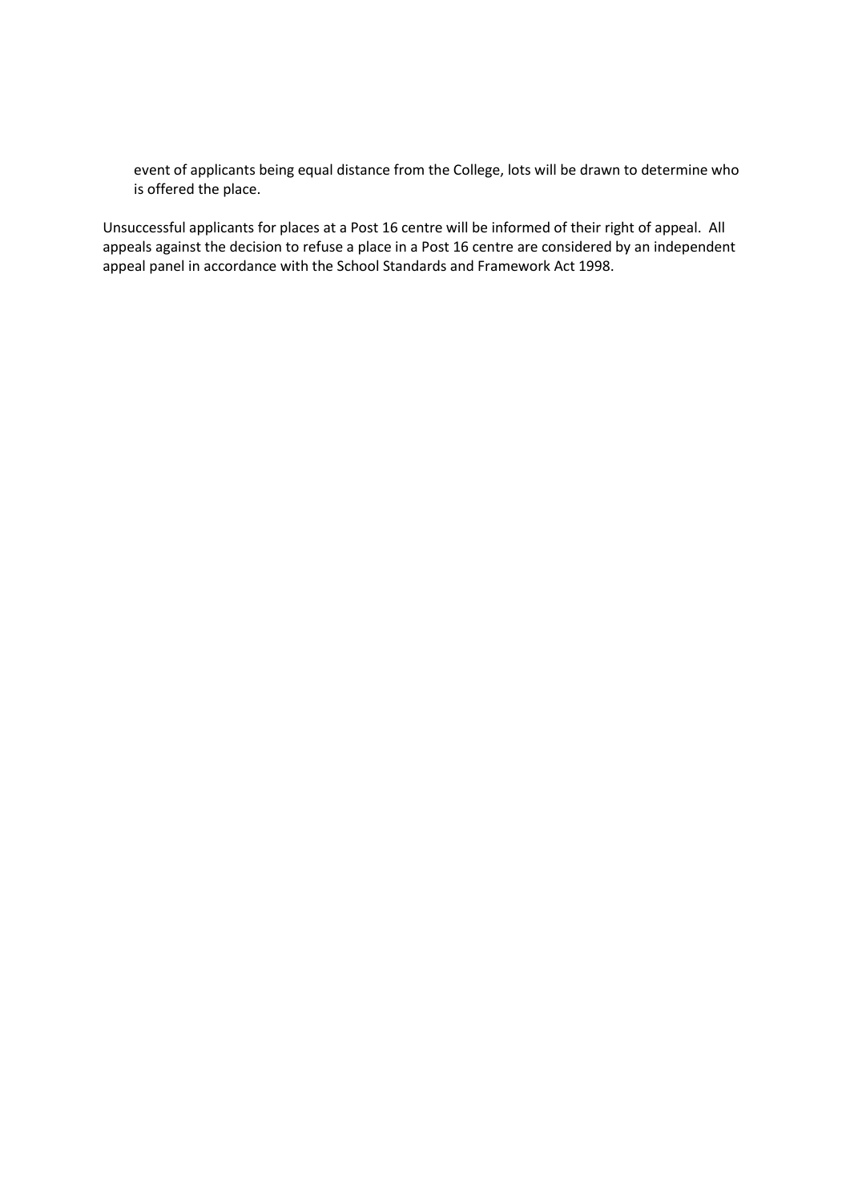event of applicants being equal distance from the College, lots will be drawn to determine who is offered the place.

Unsuccessful applicants for places at a Post 16 centre will be informed of their right of appeal. All appeals against the decision to refuse a place in a Post 16 centre are considered by an independent appeal panel in accordance with the School Standards and Framework Act 1998.